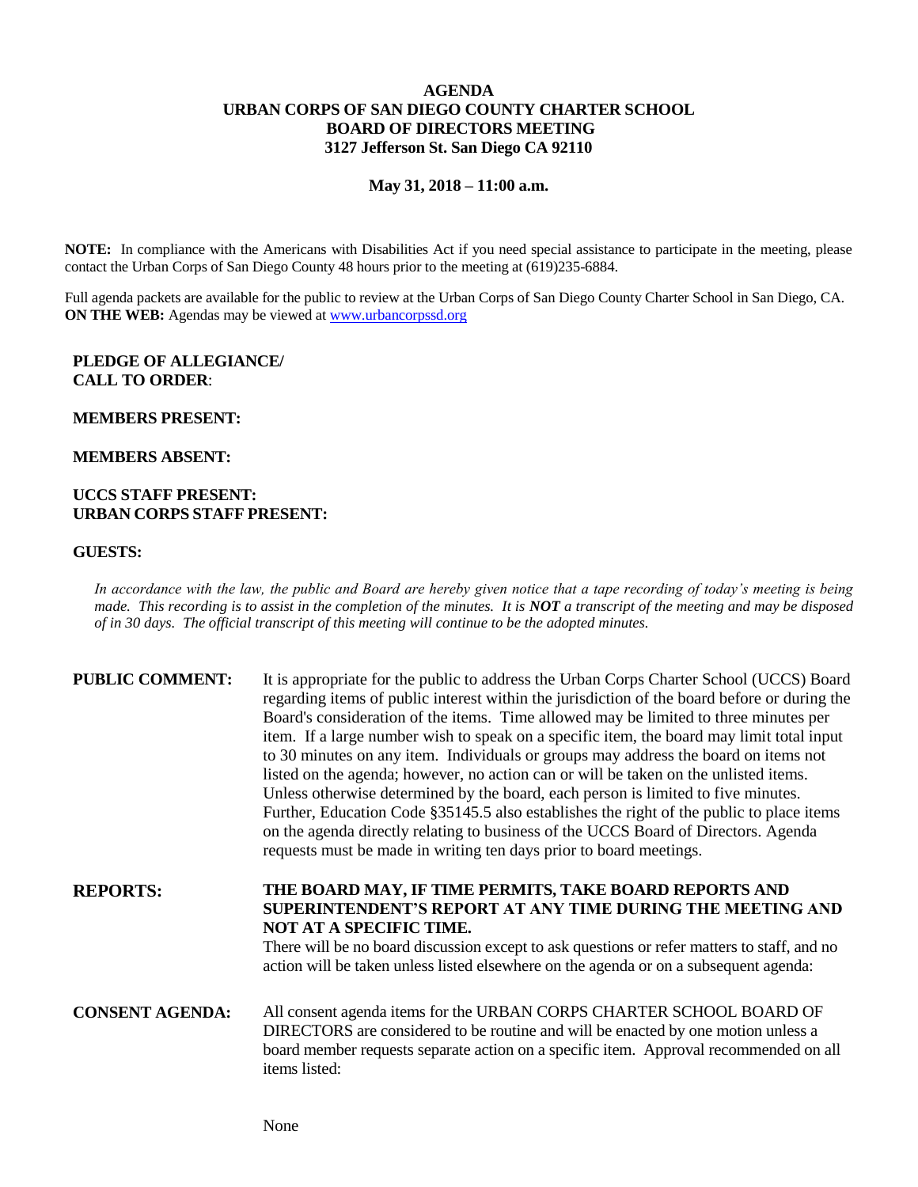# AGENDA
## URBAN CORPS OF SAN DIEGO COUNTY CHARTER SCHOOL
## BOARD OF DIRECTORS MEETING
## 3127 Jefferson St. San Diego CA 92110

**May 31, 2018 – 11:00 a.m.**

**NOTE:** In compliance with the Americans with Disabilities Act if you need special assistance to participate in the meeting, please contact the Urban Corps of San Diego County 48 hours prior to the meeting at (619)235-6884.

Full agenda packets are available for the public to review at the Urban Corps of San Diego County Charter School in San Diego, CA.
**ON THE WEB:** Agendas may be viewed at [www.urbancorpssd.org](www.urbancorpssd.org)

**PLEDGE OF ALLEGIANCE/**
**CALL TO ORDER**:

**MEMBERS PRESENT:**

**MEMBERS ABSENT:**

**UCCS STAFF PRESENT:**
**URBAN CORPS STAFF PRESENT:**

**GUESTS:**

*In accordance with the law, the public and Board are hereby given notice that a tape recording of today's meeting is being made. This recording is to assist in the completion of the minutes. It is **NOT** a transcript of the meeting and may be disposed of in 30 days. The official transcript of this meeting will continue to be the adopted minutes.*

**PUBLIC COMMENT:** It is appropriate for the public to address the Urban Corps Charter School (UCCS) Board regarding items of public interest within the jurisdiction of the board before or during the Board's consideration of the items. Time allowed may be limited to three minutes per item. If a large number wish to speak on a specific item, the board may limit total input to 30 minutes on any item. Individuals or groups may address the board on items not listed on the agenda; however, no action can or will be taken on the unlisted items. Unless otherwise determined by the board, each person is limited to five minutes. Further, Education Code §35145.5 also establishes the right of the public to place items on the agenda directly relating to business of the UCCS Board of Directors. Agenda requests must be made in writing ten days prior to board meetings.

**REPORTS:** **THE BOARD MAY, IF TIME PERMITS, TAKE BOARD REPORTS AND SUPERINTENDENT'S REPORT AT ANY TIME DURING THE MEETING AND NOT AT A SPECIFIC TIME.**
There will be no board discussion except to ask questions or refer matters to staff, and no action will be taken unless listed elsewhere on the agenda or on a subsequent agenda:

**CONSENT AGENDA:** All consent agenda items for the URBAN CORPS CHARTER SCHOOL BOARD OF DIRECTORS are considered to be routine and will be enacted by one motion unless a board member requests separate action on a specific item. Approval recommended on all items listed:

None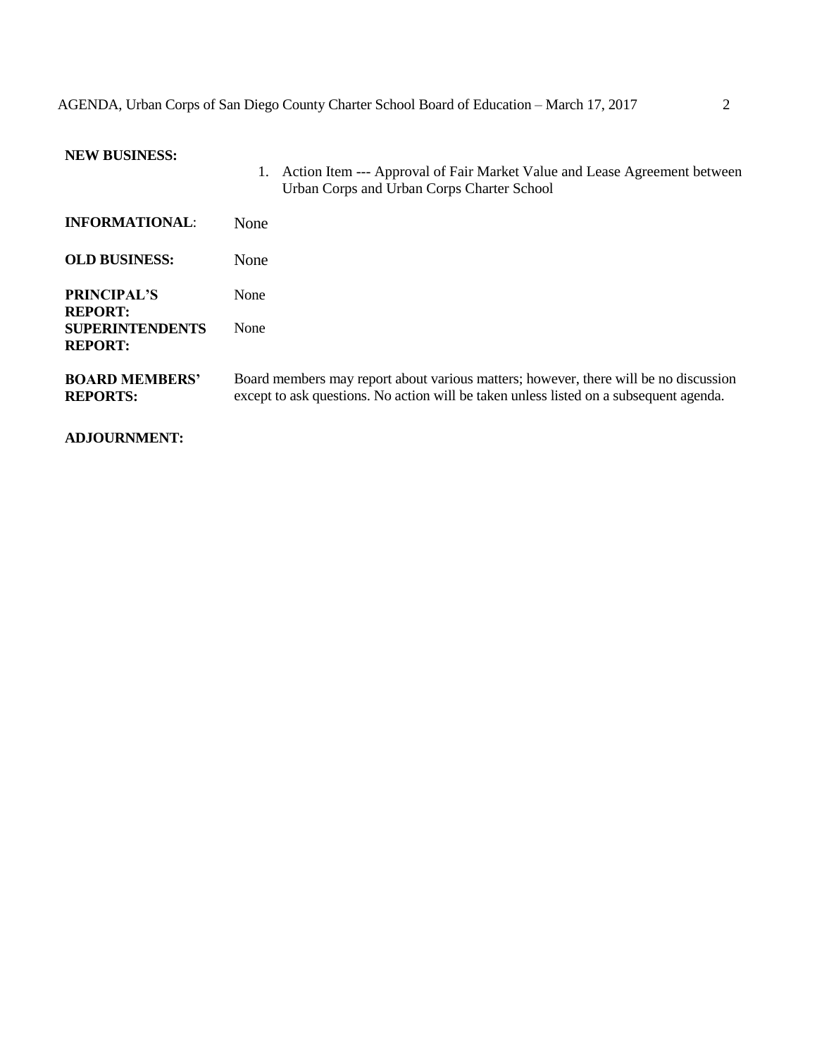**NEW BUSINESS:**

1. Action Item --- Approval of Fair Market Value and Lease Agreement between Urban Corps and Urban Corps Charter School

**INFORMATIONAL**: None

**OLD BUSINESS:** None

**PRINCIPAL'S REPORT:** None

**SUPERINTENDENTS REPORT:** None

**BOARD MEMBERS' REPORTS:** Board members may report about various matters; however, there will be no discussion except to ask questions. No action will be taken unless listed on a subsequent agenda.

**ADJOURNMENT:**